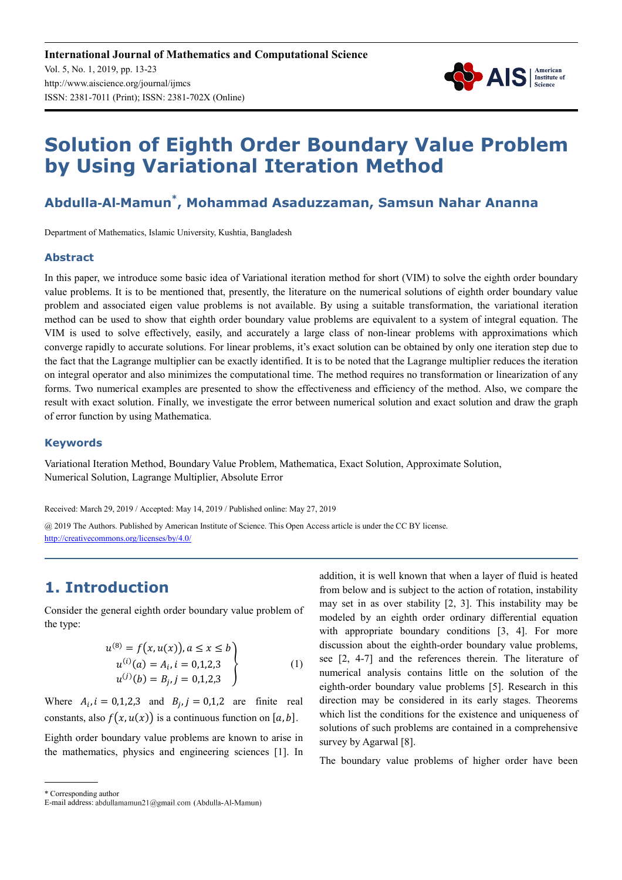# Solution of Eighth Order Boundary Value Problem by Using Variational Iteration Method

## Abdulla-Al-Mamun*, Mohammad Asaduzzaman, Samsun Nahar Ananna

Department of Mathematics, Islamic University, Kushtia, Bangladesh

### Abstract

In this paper, we introduce some basic idea of Variational iteration method for short (VIM) to solve the eighth order boundary value problems. It is to be mentioned that, presently, the literature on the numerical solutions of eighth order boundary value problem and associated eigen value problems is not available. By using a suitable transformation, the variational iteration method can be used to show that eighth order boundary value problems are equivalent to a system of integral equation. The VIM is used to solve effectively, easily, and accurately a large class of non-linear problems with approximations which converge rapidly to accurate solutions. For linear problems, it's exact solution can be obtained by only one iteration step due to the fact that the Lagrange multiplier can be exactly identified. It is to be noted that the Lagrange multiplier reduces the iteration on integral operator and also minimizes the computational time. The method requires no transformation or linearization of any forms. Two numerical examples are presented to show the effectiveness and efficiency of the method. Also, we compare the result with exact solution. Finally, we investigate the error between numerical solution and exact solution and draw the graph of error function by using Mathematica.

### Keywords

Variational Iteration Method, Boundary Value Problem, Mathematica, Exact Solution, Approximate Solution, Numerical Solution, Lagrange Multiplier, Absolute Error

Received: March 29, 2019 / Accepted: May 14, 2019 / Published online: May 27, 2019

@ 2019 The Authors. Published by American Institute of Science. This Open Access article is under the CC BY license. http://creativecommons.org/licenses/by/4.0/

## 1. Introduction

Consider the general eighth order boundary value problem of the type:

$$\left.\begin{aligned} u^{(8)} &= f\big(x, u(x)\big), a \le x \le b \\ u^{(i)}(a) &= A_i, i = 0,1,2,3 \\ u^{(j)}(b) &= B_j, j = 0,1,2,3 \end{aligned}\right\} \tag{1}$$

Where $A_i, i = 0,1,2,3$ and $B_j, j = 0,1,2$ are finite real constants, also $f\big(x, u(x)\big)$ is a continuous function on $[a, b]$.

Eighth order boundary value problems are known to arise in the mathematics, physics and engineering sciences [1]. In addition, it is well known that when a layer of fluid is heated from below and is subject to the action of rotation, instability may set in as over stability [2, 3]. This instability may be modeled by an eighth order ordinary differential equation with appropriate boundary conditions [3, 4]. For more discussion about the eighth-order boundary value problems, see [2, 4-7] and the references therein. The literature of numerical analysis contains little on the solution of the eighth-order boundary value problems [5]. Research in this direction may be considered in its early stages. Theorems which list the conditions for the existence and uniqueness of solutions of such problems are contained in a comprehensive survey by Agarwal [8].

The boundary value problems of higher order have been

* Corresponding author
E-mail address: abdullamamun21@gmail.com (Abdulla-Al-Mamun)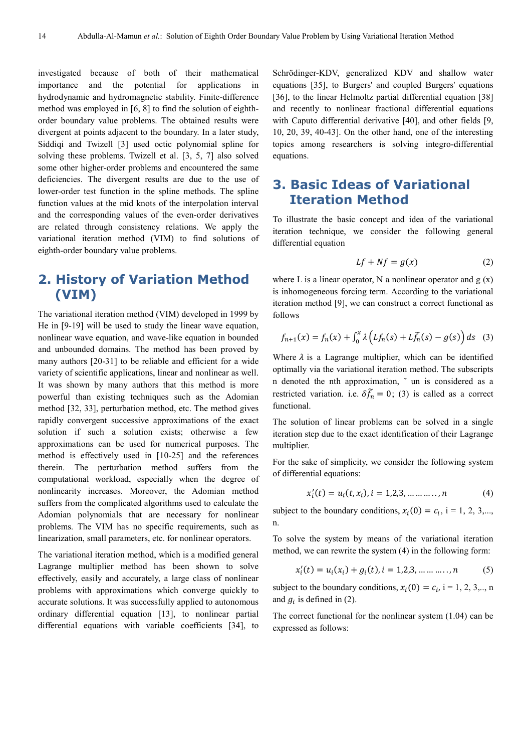investigated because of both of their mathematical importance and the potential for applications in hydrodynamic and hydromagnetic stability. Finite-difference method was employed in [6, 8] to find the solution of eighth-order boundary value problems. The obtained results were divergent at points adjacent to the boundary. In a later study, Siddiqi and Twizell [3] used octic polynomial spline for solving these problems. Twizell et al. [3, 5, 7] also solved some other higher-order problems and encountered the same deficiencies. The divergent results are due to the use of lower-order test function in the spline methods. The spline function values at the mid knots of the interpolation interval and the corresponding values of the even-order derivatives are related through consistency relations. We apply the variational iteration method (VIM) to find solutions of eighth-order boundary value problems.

## 2. History of Variation Method (VIM)

The variational iteration method (VIM) developed in 1999 by He in [9-19] will be used to study the linear wave equation, nonlinear wave equation, and wave-like equation in bounded and unbounded domains. The method has been proved by many authors [20-31] to be reliable and efficient for a wide variety of scientific applications, linear and nonlinear as well. It was shown by many authors that this method is more powerful than existing techniques such as the Adomian method [32, 33], perturbation method, etc. The method gives rapidly convergent successive approximations of the exact solution if such a solution exists; otherwise a few approximations can be used for numerical purposes. The method is effectively used in [10-25] and the references therein. The perturbation method suffers from the computational workload, especially when the degree of nonlinearity increases. Moreover, the Adomian method suffers from the complicated algorithms used to calculate the Adomian polynomials that are necessary for nonlinear problems. The VIM has no specific requirements, such as linearization, small parameters, etc. for nonlinear operators.

The variational iteration method, which is a modified general Lagrange multiplier method has been shown to solve effectively, easily and accurately, a large class of nonlinear problems with approximations which converge quickly to accurate solutions. It was successfully applied to autonomous ordinary differential equation [13], to nonlinear partial differential equations with variable coefficients [34], to Schrödinger-KDV, generalized KDV and shallow water equations [35], to Burgers' and coupled Burgers' equations [36], to the linear Helmoltz partial differential equation [38] and recently to nonlinear fractional differential equations with Caputo differential derivative [40], and other fields [9, 10, 20, 39, 40-43]. On the other hand, one of the interesting topics among researchers is solving integro-differential equations.

## 3. Basic Ideas of Variational Iteration Method

To illustrate the basic concept and idea of the variational iteration technique, we consider the following general differential equation

$$Lf + Nf = g(x) \tag{2}$$

where L is a linear operator, N a nonlinear operator and g (x) is inhomogeneous forcing term. According to the variational iteration method [9], we can construct a correct functional as follows

$$f_{n+1}(x) = f_n(x) + \int_0^x \lambda \left( Lf_n(s) + L\widetilde{f_n}(s) - g(s) \right) ds \tag{3}$$

Where $\lambda$ is a Lagrange multiplier, which can be identified optimally via the variational iteration method. The subscripts n denoted the nth approximation, ˜ un is considered as a restricted variation. i.e. $\delta\widetilde{f_n} = 0$; (3) is called as a correct functional.

The solution of linear problems can be solved in a single iteration step due to the exact identification of their Lagrange multiplier.

For the sake of simplicity, we consider the following system of differential equations:

$$x_i'(t) = u_i(t, x_i), i = 1,2,3, \ldots\ldots\ldots, n \tag{4}$$

subject to the boundary conditions, $x_i(0) = c_i$, i = 1, 2, 3,..., n.

To solve the system by means of the variational iteration method, we can rewrite the system (4) in the following form:

$$x_i'(t) = u_i(x_i) + g_i(t), i = 1,2,3, \ldots\ldots\ldots, n \tag{5}$$

subject to the boundary conditions, $x_i(0) = c_i$, i = 1, 2, 3,.., n and $g_i$ is defined in (2).

The correct functional for the nonlinear system (1.04) can be expressed as follows: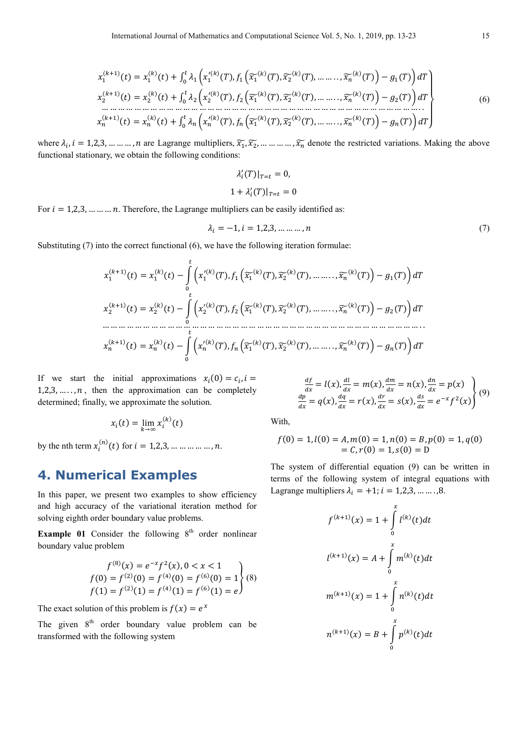$$
\left.\begin{aligned}
x_1^{(k+1)}(t) &= x_1^{(k)}(t) + \int_0^t \lambda_1 \left( x_1'^{(k)}(T), f_1\left(\widetilde{x_1}^{(k)}(T), \widetilde{x_2}^{(k)}(T), \ldots\ldots, \widetilde{x_n}^{(k)}(T)\right) - g_1(T) \right) dT \\
x_2^{(k+1)}(t) &= x_2^{(k)}(t) + \int_0^t \lambda_2 \left( x_2'^{(k)}(T), f_2\left(\widetilde{x_1}^{(k)}(T), \widetilde{x_2}^{(k)}(T), \ldots\ldots, \widetilde{x_n}^{(k)}(T)\right) - g_2(T) \right) dT \\
&\ldots\ldots\ldots\ldots\ldots\ldots\ldots\ldots\ldots\ldots\ldots\ldots\ldots\ldots\ldots\ldots\ldots\ldots\ldots\ldots \\
x_n^{(k+1)}(t) &= x_n^{(k)}(t) + \int_0^t \lambda_n \left( x_n'^{(k)}(T), f_n\left(\widetilde{x_1}^{(k)}(T), \widetilde{x_2}^{(k)}(T), \ldots\ldots, \widetilde{x_n}^{(k)}(T)\right) - g_n(T) \right) dT
\end{aligned}\right\} \quad (6)
$$

where $\lambda_i, i = 1,2,3, \ldots\ldots, n$ are Lagrange multipliers, $\widetilde{x_1}, \widetilde{x_2}, \ldots\ldots\ldots, \widetilde{x_n}$ denote the restricted variations. Making the above functional stationary, we obtain the following conditions:

$$\lambda_i'(T)|_{T=t} = 0,$$

$$1 + \lambda_i'(T)|_{T=t} = 0$$

For $i = 1,2,3, \ldots\ldots\ldots n$. Therefore, the Lagrange multipliers can be easily identified as:

$$\lambda_i = -1, i = 1,2,3, \ldots\ldots\ldots, n \quad (7)$$

Substituting (7) into the correct functional (6), we have the following iteration formulae:

$$
\begin{aligned}
x_1^{(k+1)}(t) &= x_1^{(k)}(t) - \int_0^t \left( x_1'^{(k)}(T), f_1\left(\widetilde{x_1}^{(k)}(T), \widetilde{x_2}^{(k)}(T), \ldots\ldots, \widetilde{x_n}^{(k)}(T)\right) - g_1(T) \right) dT \\
x_2^{(k+1)}(t) &= x_2^{(k)}(t) - \int_0^t \left( x_2'^{(k)}(T), f_2\left(\widetilde{x_1}^{(k)}(T), \widetilde{x_2}^{(k)}(T), \ldots\ldots, \widetilde{x_n}^{(k)}(T)\right) - g_2(T) \right) dT \\
&\ldots\ldots\ldots\ldots\ldots\ldots\ldots\ldots\ldots\ldots\ldots\ldots\ldots\ldots\ldots\ldots\ldots\ldots\ldots\ldots \\
x_n^{(k+1)}(t) &= x_n^{(k)}(t) - \int_0^t \left( x_n'^{(k)}(T), f_n\left(\widetilde{x_1}^{(k)}(T), \widetilde{x_2}^{(k)}(T), \ldots\ldots, \widetilde{x_n}^{(k)}(T)\right) - g_n(T) \right) dT
\end{aligned}
$$

If we start the initial approximations $x_i(0) = c_i, i = 1,2,3, \ldots\ldots, n$, then the approximation can be completely determined; finally, we approximate the solution.

$$x_i(t) = \lim_{k \to \infty} x_i^{(k)}(t)$$

by the nth term $x_i^{(n)}(t)$ for $i = 1,2,3, \ldots\ldots\ldots\ldots, n$.

## 4. Numerical Examples

In this paper, we present two examples to show efficiency and high accuracy of the variational iteration method for solving eighth order boundary value problems.

**Example 01** Consider the following 8th order nonlinear boundary value problem

$$
\left.\begin{aligned}
f^{(8)}(x) &= e^{-x} f^2(x), 0 < x < 1 \\
f(0) = f^{(2)}(0) &= f^{(4)}(0) = f^{(6)}(0) = 1 \\
f(1) = f^{(2)}(1) &= f^{(4)}(1) = f^{(6)}(1) = e
\end{aligned}\right\} (8)
$$

The exact solution of this problem is $f(x) = e^x$

The given 8th order boundary value problem can be transformed with the following system

$$
\left.\begin{aligned}
\frac{df}{dx} = l(x), \frac{dl}{dx} = m(x), \frac{dm}{dx} = n(x), \frac{dn}{dx} = p(x) \\
\frac{dp}{dx} = q(x), \frac{dq}{dx} = r(x), \frac{dr}{dx} = s(x), \frac{ds}{dx} = e^{-x} f^2(x)
\end{aligned}\right\} (9)
$$

With,

$$f(0) = 1, l(0) = A, m(0) = 1, n(0) = B, p(0) = 1, q(0) = C, r(0) = 1, s(0) = \mathrm{D}$$

The system of differential equation (9) can be written in terms of the following system of integral equations with Lagrange multipliers $\lambda_i = +1; i = 1,2,3, \ldots\ldots, 8$.

$$f^{(k+1)}(x) = 1 + \int_0^x l^{(k)}(t) dt$$

$$l^{(k+1)}(x) = A + \int_0^x m^{(k)}(t) dt$$

$$m^{(k+1)}(x) = 1 + \int_0^x n^{(k)}(t) dt$$

$$n^{(k+1)}(x) = B + \int_0^x p^{(k)}(t) dt$$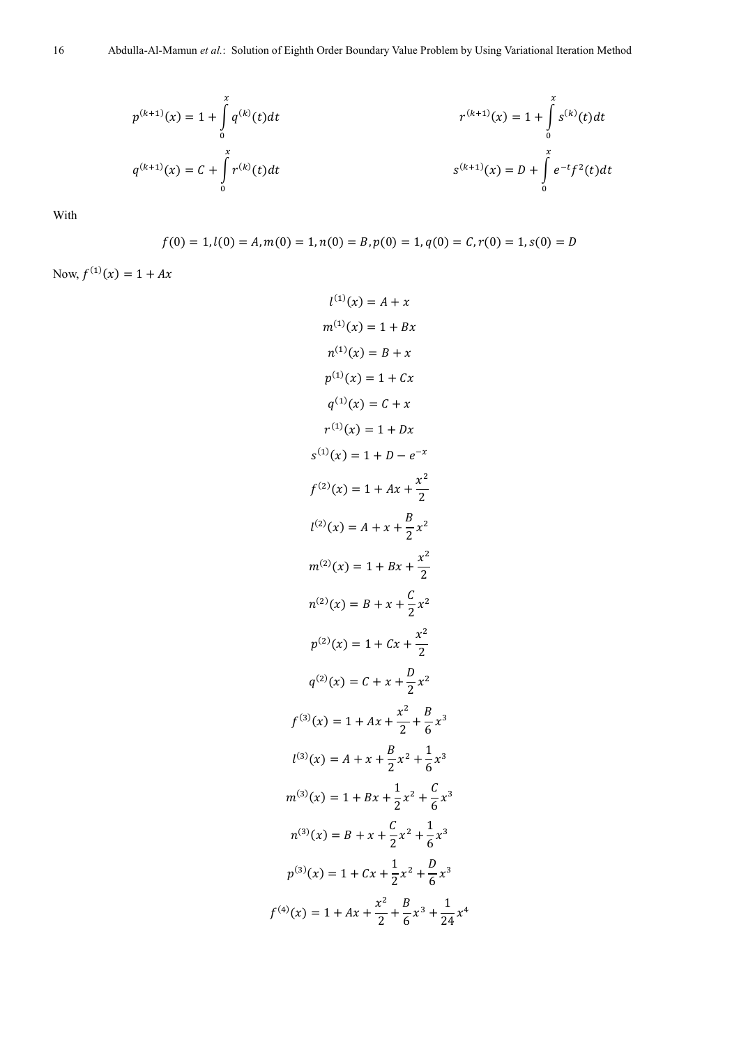$$p^{(k+1)}(x) = 1 + \int_0^x q^{(k)}(t)dt \qquad r^{(k+1)}(x) = 1 + \int_0^x s^{(k)}(t)dt$$

$$q^{(k+1)}(x) = C + \int_0^x r^{(k)}(t)dt \qquad s^{(k+1)}(x) = D + \int_0^x e^{-t} f^2(t)dt$$

With

$$f(0) = 1, l(0) = A, m(0) = 1, n(0) = B, p(0) = 1, q(0) = C, r(0) = 1, s(0) = D$$

Now, $f^{(1)}(x) = 1 + Ax$

$$l^{(1)}(x) = A + x$$

$$m^{(1)}(x) = 1 + Bx$$

$$n^{(1)}(x) = B + x$$

$$p^{(1)}(x) = 1 + Cx$$

$$q^{(1)}(x) = C + x$$

$$r^{(1)}(x) = 1 + Dx$$

$$s^{(1)}(x) = 1 + D - e^{-x}$$

$$f^{(2)}(x) = 1 + Ax + \frac{x^2}{2}$$

$$l^{(2)}(x) = A + x + \frac{B}{2}x^2$$

$$m^{(2)}(x) = 1 + Bx + \frac{x^2}{2}$$

$$n^{(2)}(x) = B + x + \frac{C}{2}x^2$$

$$p^{(2)}(x) = 1 + Cx + \frac{x^2}{2}$$

$$q^{(2)}(x) = C + x + \frac{D}{2}x^2$$

$$f^{(3)}(x) = 1 + Ax + \frac{x^2}{2} + \frac{B}{6}x^3$$

$$l^{(3)}(x) = A + x + \frac{B}{2}x^2 + \frac{1}{6}x^3$$

$$m^{(3)}(x) = 1 + Bx + \frac{1}{2}x^2 + \frac{C}{6}x^3$$

$$n^{(3)}(x) = B + x + \frac{C}{2}x^2 + \frac{1}{6}x^3$$

$$p^{(3)}(x) = 1 + Cx + \frac{1}{2}x^2 + \frac{D}{6}x^3$$

$$f^{(4)}(x) = 1 + Ax + \frac{x^2}{2} + \frac{B}{6}x^3 + \frac{1}{24}x^4$$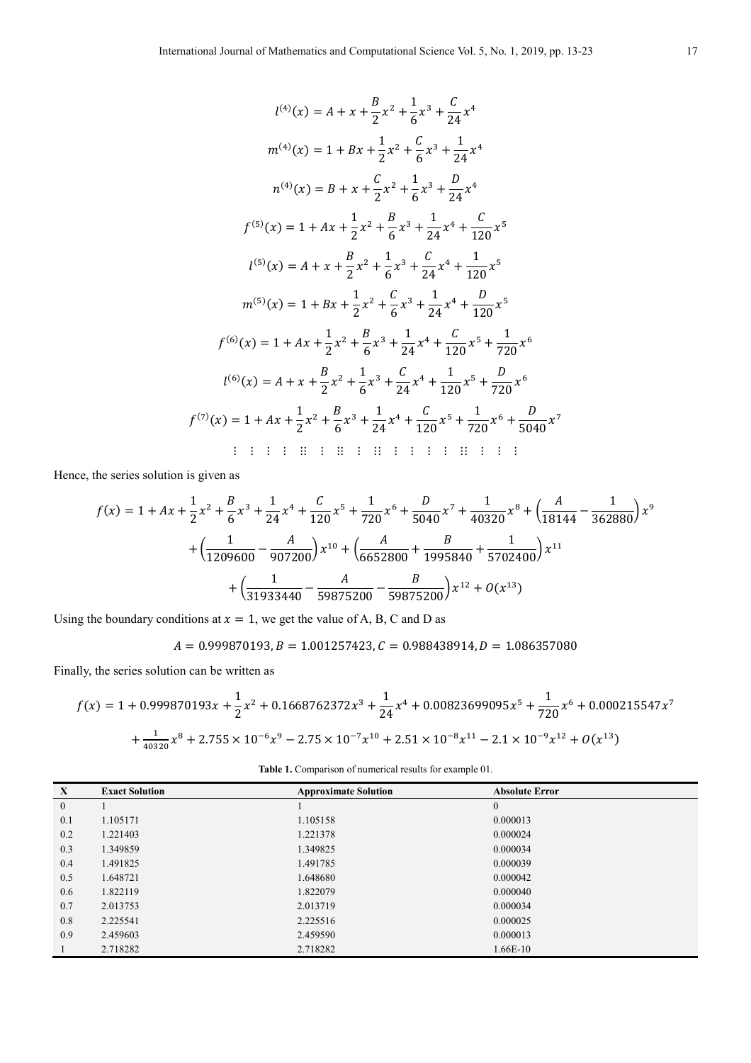$$l^{(4)}(x) = A + x + \frac{B}{2}x^2 + \frac{1}{6}x^3 + \frac{C}{24}x^4$$

$$m^{(4)}(x) = 1 + Bx + \frac{1}{2}x^2 + \frac{C}{6}x^3 + \frac{1}{24}x^4$$

$$n^{(4)}(x) = B + x + \frac{C}{2}x^2 + \frac{1}{6}x^3 + \frac{D}{24}x^4$$

$$f^{(5)}(x) = 1 + Ax + \frac{1}{2}x^2 + \frac{B}{6}x^3 + \frac{1}{24}x^4 + \frac{C}{120}x^5$$

$$l^{(5)}(x) = A + x + \frac{B}{2}x^2 + \frac{1}{6}x^3 + \frac{C}{24}x^4 + \frac{1}{120}x^5$$

$$m^{(5)}(x) = 1 + Bx + \frac{1}{2}x^2 + \frac{C}{6}x^3 + \frac{1}{24}x^4 + \frac{D}{120}x^5$$

$$f^{(6)}(x) = 1 + Ax + \frac{1}{2}x^2 + \frac{B}{6}x^3 + \frac{1}{24}x^4 + \frac{C}{120}x^5 + \frac{1}{720}x^6$$

$$l^{(6)}(x) = A + x + \frac{B}{2}x^2 + \frac{1}{6}x^3 + \frac{C}{24}x^4 + \frac{1}{120}x^5 + \frac{D}{720}x^6$$

$$f^{(7)}(x) = 1 + Ax + \frac{1}{2}x^2 + \frac{B}{6}x^3 + \frac{1}{24}x^4 + \frac{C}{120}x^5 + \frac{1}{720}x^6 + \frac{D}{5040}x^7$$

$$\vdots$$

Hence, the series solution is given as

$$f(x) = 1 + Ax + \frac{1}{2}x^2 + \frac{B}{6}x^3 + \frac{1}{24}x^4 + \frac{C}{120}x^5 + \frac{1}{720}x^6 + \frac{D}{5040}x^7 + \frac{1}{40320}x^8 + \left(\frac{A}{18144} - \frac{1}{362880}\right)x^9$$
$$+ \left(\frac{1}{1209600} - \frac{A}{907200}\right)x^{10} + \left(\frac{A}{6652800} + \frac{B}{1995840} + \frac{1}{5702400}\right)x^{11}$$
$$+ \left(\frac{1}{31933440} - \frac{A}{59875200} - \frac{B}{59875200}\right)x^{12} + O(x^{13})$$

Using the boundary conditions at $x = 1$, we get the value of A, B, C and D as

$$A = 0.999870193, B = 1.001257423, C = 0.988438914, D = 1.086357080$$

Finally, the series solution can be written as

$$f(x) = 1 + 0.999870193x + \frac{1}{2}x^2 + 0.1668762372x^3 + \frac{1}{24}x^4 + 0.00823699095x^5 + \frac{1}{720}x^6 + 0.000215547x^7$$
$$+ \frac{1}{40320}x^8 + 2.755 \times 10^{-6}x^9 - 2.75 \times 10^{-7}x^{10} + 2.51 \times 10^{-8}x^{11} - 2.1 \times 10^{-9}x^{12} + O(x^{13})$$

**Table 1.** Comparison of numerical results for example 01.

| X | Exact Solution | Approximate Solution | Absolute Error |
|---|---|---|---|
| 0 | 1 | 1 | 0 |
| 0.1 | 1.105171 | 1.105158 | 0.000013 |
| 0.2 | 1.221403 | 1.221378 | 0.000024 |
| 0.3 | 1.349859 | 1.349825 | 0.000034 |
| 0.4 | 1.491825 | 1.491785 | 0.000039 |
| 0.5 | 1.648721 | 1.648680 | 0.000042 |
| 0.6 | 1.822119 | 1.822079 | 0.000040 |
| 0.7 | 2.013753 | 2.013719 | 0.000034 |
| 0.8 | 2.225541 | 2.225516 | 0.000025 |
| 0.9 | 2.459603 | 2.459590 | 0.000013 |
| 1 | 2.718282 | 2.718282 | 1.66E-10 |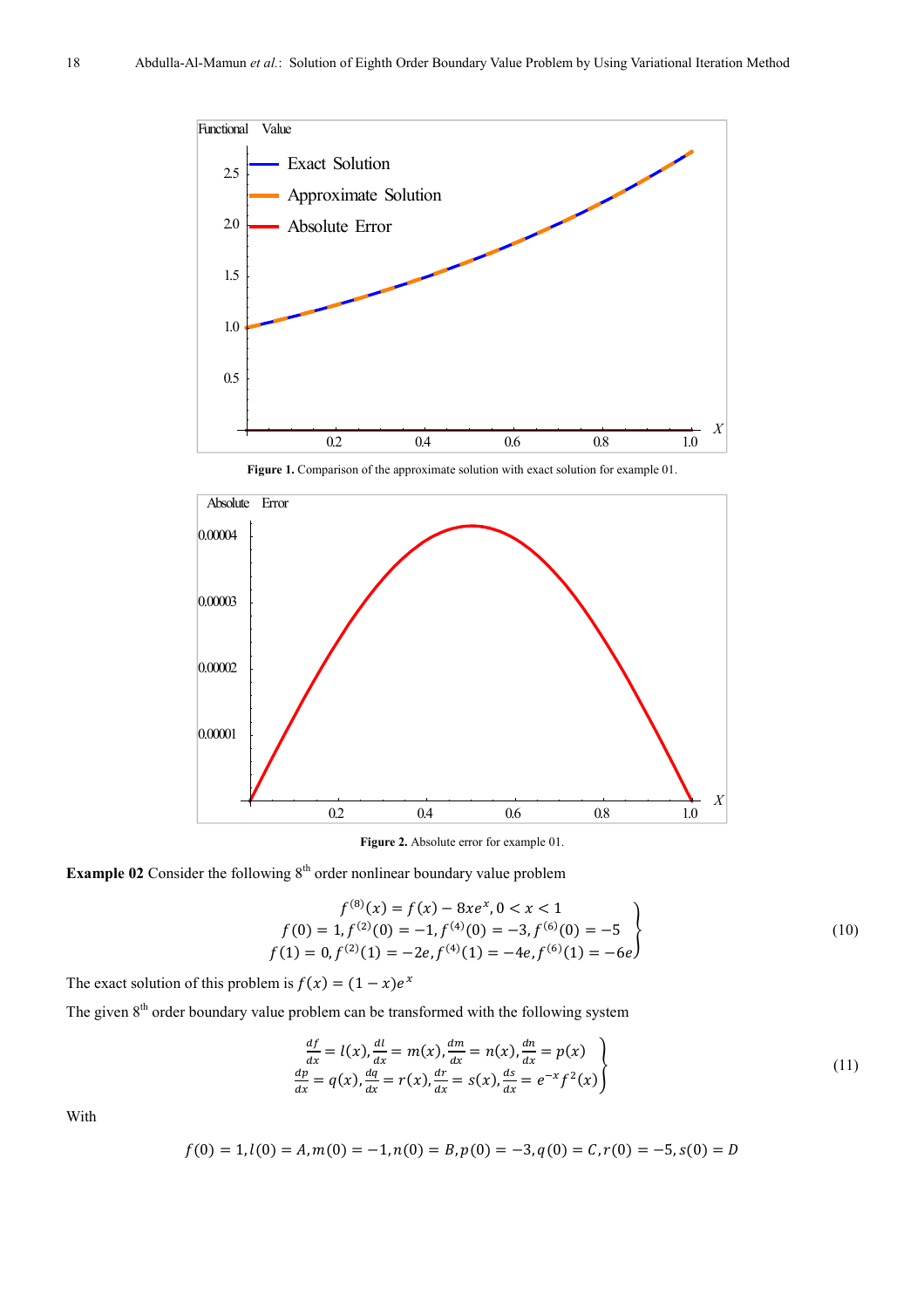Figure 1. Comparison of the approximate solution with exact solution for example 01.

Figure 2. Absolute error for example 01.

**Example 02** Consider the following 8[th] order nonlinear boundary value problem

$$\left.\begin{array}{c} f^{(8)}(x) = f(x) - 8xe^{x}, 0 < x < 1 \\ f(0) = 1, f^{(2)}(0) = -1, f^{(4)}(0) = -3, f^{(6)}(0) = -5 \\ f(1) = 0, f^{(2)}(1) = -2e, f^{(4)}(1) = -4e, f^{(6)}(1) = -6e \end{array}\right\} \tag{10}$$

The exact solution of this problem is $f(x) = (1-x)e^{x}$

The given 8[th] order boundary value problem can be transformed with the following system

$$\left.\begin{array}{c} \frac{df}{dx} = l(x), \frac{dl}{dx} = m(x), \frac{dm}{dx} = n(x), \frac{dn}{dx} = p(x) \\ \frac{dp}{dx} = q(x), \frac{dq}{dx} = r(x), \frac{dr}{dx} = s(x), \frac{ds}{dx} = e^{-x}f^{2}(x) \end{array}\right\} \tag{11}$$

With

$$f(0) = 1, l(0) = A, m(0) = -1, n(0) = B, p(0) = -3, q(0) = C, r(0) = -5, s(0) = D$$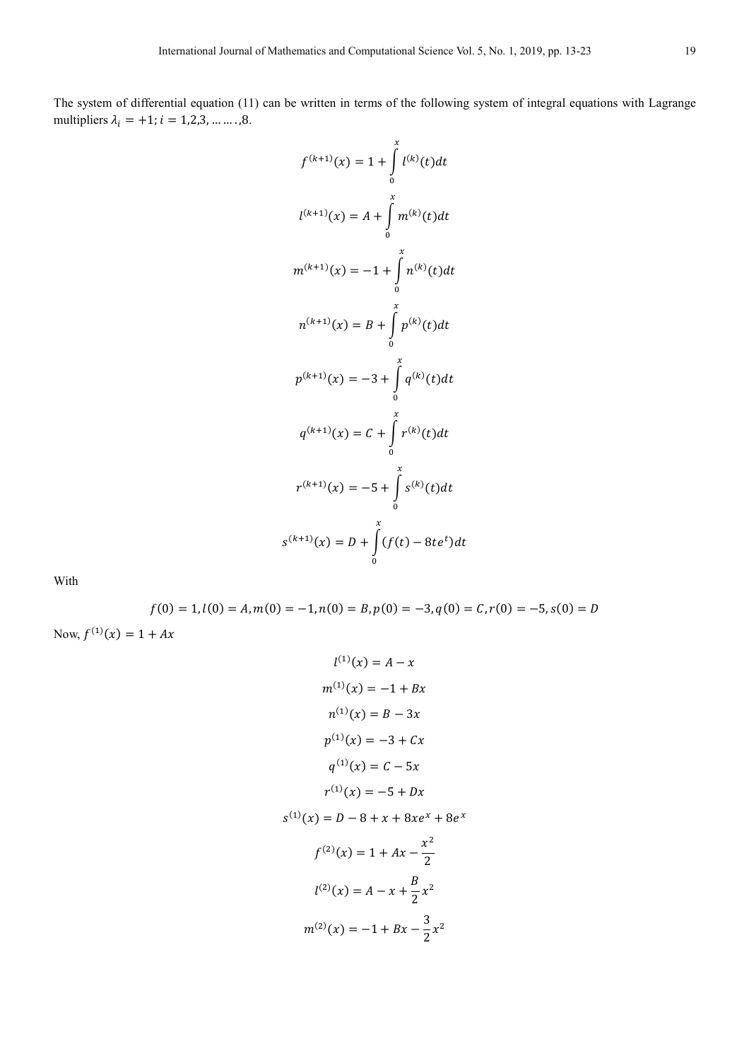The system of differential equation (11) can be written in terms of the following system of integral equations with Lagrange multipliers $\lambda_i = +1; i = 1,2,3, \ldots \ldots, 8$.

$$f^{(k+1)}(x) = 1 + \int_0^x l^{(k)}(t)dt$$

$$l^{(k+1)}(x) = A + \int_0^x m^{(k)}(t)dt$$

$$m^{(k+1)}(x) = -1 + \int_0^x n^{(k)}(t)dt$$

$$n^{(k+1)}(x) = B + \int_0^x p^{(k)}(t)dt$$

$$p^{(k+1)}(x) = -3 + \int_0^x q^{(k)}(t)dt$$

$$q^{(k+1)}(x) = C + \int_0^x r^{(k)}(t)dt$$

$$r^{(k+1)}(x) = -5 + \int_0^x s^{(k)}(t)dt$$

$$s^{(k+1)}(x) = D + \int_0^x (f(t) - 8te^t)dt$$

With

$$f(0) = 1, l(0) = A, m(0) = -1, n(0) = B, p(0) = -3, q(0) = C, r(0) = -5, s(0) = D$$

Now, $f^{(1)}(x) = 1 + Ax$

$$l^{(1)}(x) = A - x$$

$$m^{(1)}(x) = -1 + Bx$$

$$n^{(1)}(x) = B - 3x$$

$$p^{(1)}(x) = -3 + Cx$$

$$q^{(1)}(x) = C - 5x$$

$$r^{(1)}(x) = -5 + Dx$$

$$s^{(1)}(x) = D - 8 + x + 8xe^x + 8e^x$$

$$f^{(2)}(x) = 1 + Ax - \frac{x^2}{2}$$

$$l^{(2)}(x) = A - x + \frac{B}{2}x^2$$

$$m^{(2)}(x) = -1 + Bx - \frac{3}{2}x^2$$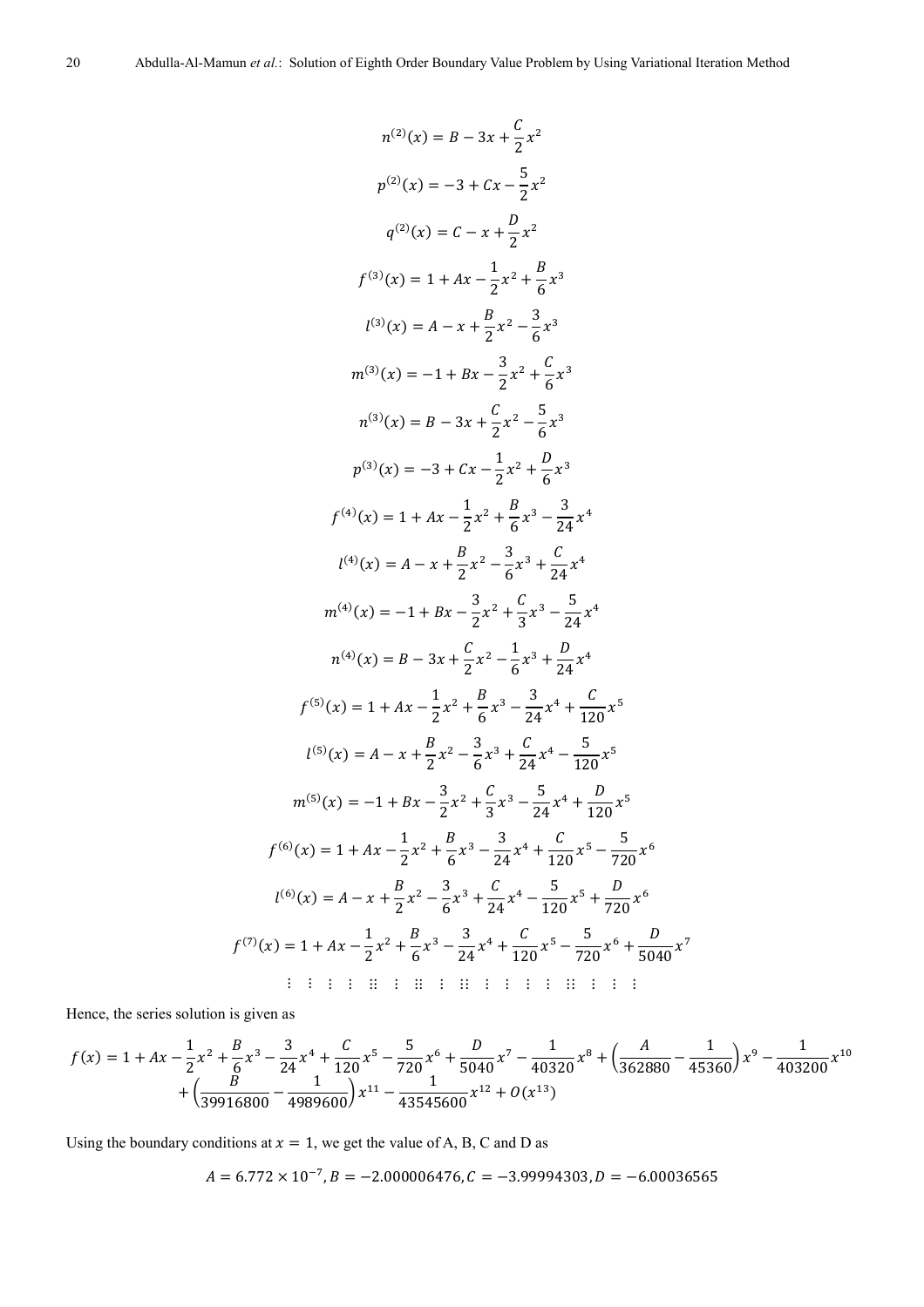$$n^{(2)}(x) = B - 3x + \frac{C}{2}x^2$$

$$p^{(2)}(x) = -3 + Cx - \frac{5}{2}x^2$$

$$q^{(2)}(x) = C - x + \frac{D}{2}x^2$$

$$f^{(3)}(x) = 1 + Ax - \frac{1}{2}x^2 + \frac{B}{6}x^3$$

$$l^{(3)}(x) = A - x + \frac{B}{2}x^2 - \frac{3}{6}x^3$$

$$m^{(3)}(x) = -1 + Bx - \frac{3}{2}x^2 + \frac{C}{6}x^3$$

$$n^{(3)}(x) = B - 3x + \frac{C}{2}x^2 - \frac{5}{6}x^3$$

$$p^{(3)}(x) = -3 + Cx - \frac{1}{2}x^2 + \frac{D}{6}x^3$$

$$f^{(4)}(x) = 1 + Ax - \frac{1}{2}x^2 + \frac{B}{6}x^3 - \frac{3}{24}x^4$$

$$l^{(4)}(x) = A - x + \frac{B}{2}x^2 - \frac{3}{6}x^3 + \frac{C}{24}x^4$$

$$m^{(4)}(x) = -1 + Bx - \frac{3}{2}x^2 + \frac{C}{3}x^3 - \frac{5}{24}x^4$$

$$n^{(4)}(x) = B - 3x + \frac{C}{2}x^2 - \frac{1}{6}x^3 + \frac{D}{24}x^4$$

$$f^{(5)}(x) = 1 + Ax - \frac{1}{2}x^2 + \frac{B}{6}x^3 - \frac{3}{24}x^4 + \frac{C}{120}x^5$$

$$l^{(5)}(x) = A - x + \frac{B}{2}x^2 - \frac{3}{6}x^3 + \frac{C}{24}x^4 - \frac{5}{120}x^5$$

$$m^{(5)}(x) = -1 + Bx - \frac{3}{2}x^2 + \frac{C}{3}x^3 - \frac{5}{24}x^4 + \frac{D}{120}x^5$$

$$f^{(6)}(x) = 1 + Ax - \frac{1}{2}x^2 + \frac{B}{6}x^3 - \frac{3}{24}x^4 + \frac{C}{120}x^5 - \frac{5}{720}x^6$$

$$l^{(6)}(x) = A - x + \frac{B}{2}x^2 - \frac{3}{6}x^3 + \frac{C}{24}x^4 - \frac{5}{120}x^5 + \frac{D}{720}x^6$$

$$f^{(7)}(x) = 1 + Ax - \frac{1}{2}x^2 + \frac{B}{6}x^3 - \frac{3}{24}x^4 + \frac{C}{120}x^5 - \frac{5}{720}x^6 + \frac{D}{5040}x^7$$

$$\vdots$$

Hence, the series solution is given as

$$f(x) = 1 + Ax - \frac{1}{2}x^2 + \frac{B}{6}x^3 - \frac{3}{24}x^4 + \frac{C}{120}x^5 - \frac{5}{720}x^6 + \frac{D}{5040}x^7 - \frac{1}{40320}x^8 + \left(\frac{A}{362880} - \frac{1}{45360}\right)x^9 - \frac{1}{403200}x^{10} + \left(\frac{B}{39916800} - \frac{1}{4989600}\right)x^{11} - \frac{1}{43545600}x^{12} + O(x^{13})$$

Using the boundary conditions at $x = 1$, we get the value of A, B, C and D as

$$A = 6.772 \times 10^{-7}, B = -2.000006476, C = -3.99994303, D = -6.00036565$$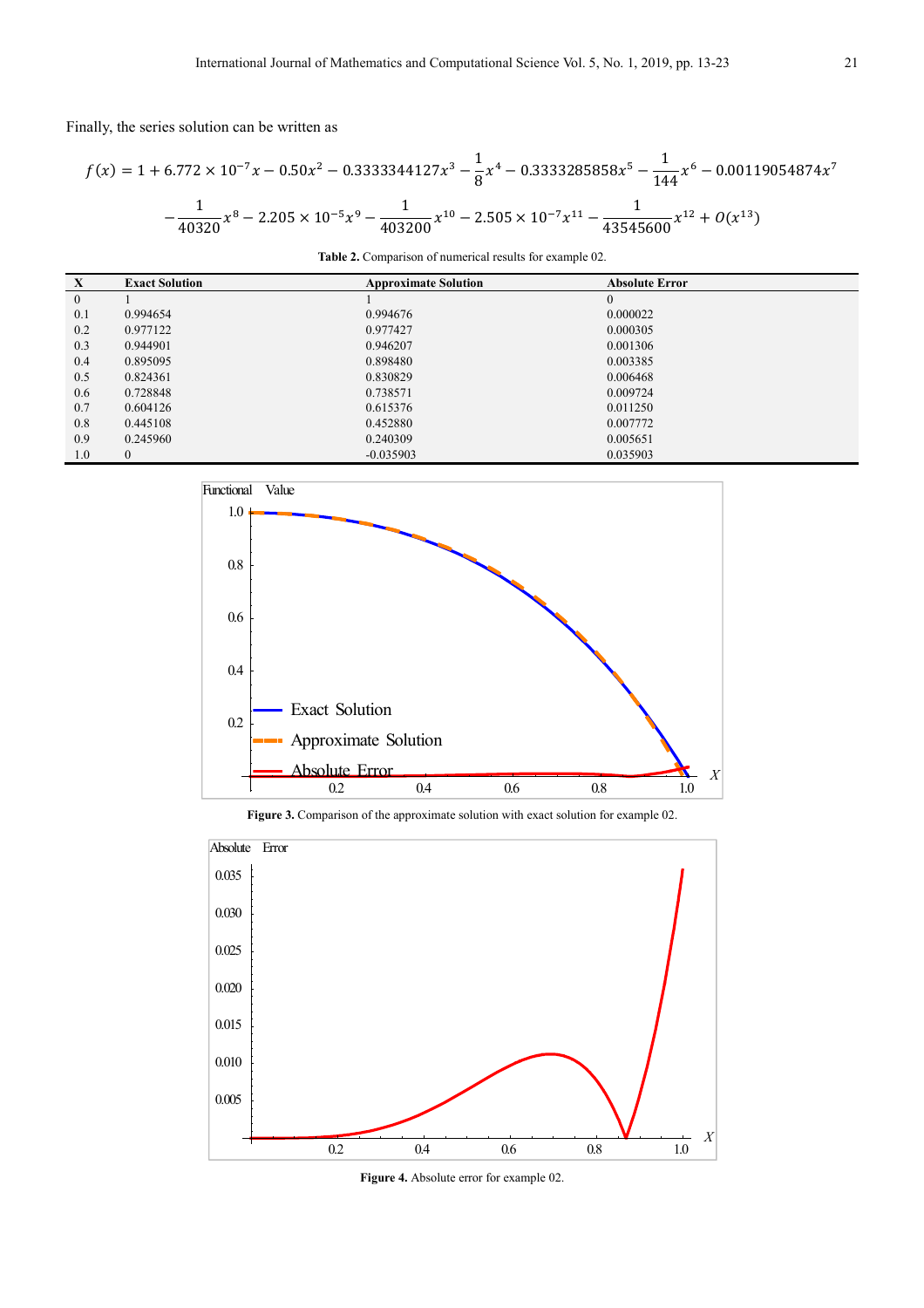Finally, the series solution can be written as

$$f(x) = 1 + 6.772 \times 10^{-7}x - 0.50x^2 - 0.3333344127x^3 - \frac{1}{8}x^4 - 0.3333285858x^5 - \frac{1}{144}x^6 - 0.00119054874x^7$$

$$-\frac{1}{40320}x^8 - 2.205 \times 10^{-5}x^9 - \frac{1}{403200}x^{10} - 2.505 \times 10^{-7}x^{11} - \frac{1}{43545600}x^{12} + O(x^{13})$$

**Table 2.** Comparison of numerical results for example 02.

| X | Exact Solution | Approximate Solution | Absolute Error |
|---|---|---|---|
| 0 | 1 | 1 | 0 |
| 0.1 | 0.994654 | 0.994676 | 0.000022 |
| 0.2 | 0.977122 | 0.977427 | 0.000305 |
| 0.3 | 0.944901 | 0.946207 | 0.001306 |
| 0.4 | 0.895095 | 0.898480 | 0.003385 |
| 0.5 | 0.824361 | 0.830829 | 0.006468 |
| 0.6 | 0.728848 | 0.738571 | 0.009724 |
| 0.7 | 0.604126 | 0.615376 | 0.011250 |
| 0.8 | 0.445108 | 0.452880 | 0.007772 |
| 0.9 | 0.245960 | 0.240309 | 0.005651 |
| 1.0 | 0 | -0.035903 | 0.035903 |

**Figure 3.** Comparison of the approximate solution with exact solution for example 02.

**Figure 4.** Absolute error for example 02.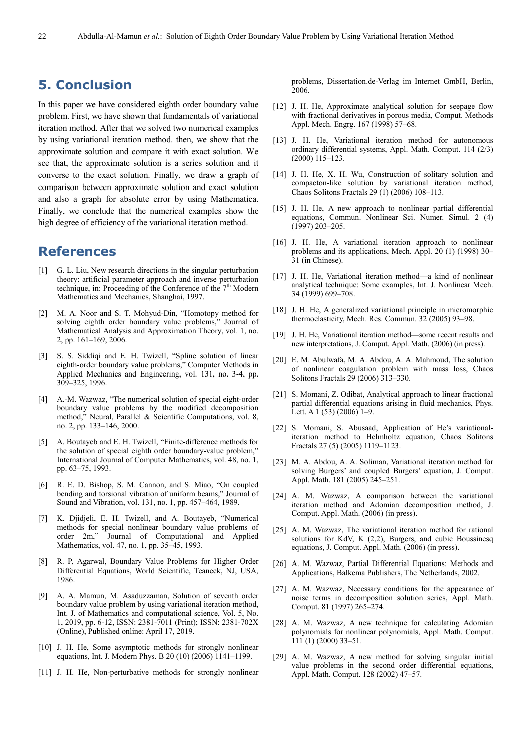## 5. Conclusion

In this paper we have considered eighth order boundary value problem. First, we have shown that fundamentals of variational iteration method. After that we solved two numerical examples by using variational iteration method. then, we show that the approximate solution and compare it with exact solution. We see that, the approximate solution is a series solution and it converse to the exact solution. Finally, we draw a graph of comparison between approximate solution and exact solution and also a graph for absolute error by using Mathematica. Finally, we conclude that the numerical examples show the high degree of efficiency of the variational iteration method.

## References

[1] G. L. Liu, New research directions in the singular perturbation theory: artificial parameter approach and inverse perturbation technique, in: Proceeding of the Conference of the 7th Modern Mathematics and Mechanics, Shanghai, 1997.

[2] M. A. Noor and S. T. Mohyud-Din, "Homotopy method for solving eighth order boundary value problems," Journal of Mathematical Analysis and Approximation Theory, vol. 1, no. 2, pp. 161–169, 2006.

[3] S. S. Siddiqi and E. H. Twizell, "Spline solution of linear eighth-order boundary value problems," Computer Methods in Applied Mechanics and Engineering, vol. 131, no. 3-4, pp. 309–325, 1996.

[4] A.-M. Wazwaz, "The numerical solution of special eight-order boundary value problems by the modified decomposition method," Neural, Parallel & Scientific Computations, vol. 8, no. 2, pp. 133–146, 2000.

[5] A. Boutayeb and E. H. Twizell, "Finite-difference methods for the solution of special eighth order boundary-value problem," International Journal of Computer Mathematics, vol. 48, no. 1, pp. 63–75, 1993.

[6] R. E. D. Bishop, S. M. Cannon, and S. Miao, "On coupled bending and torsional vibration of uniform beams," Journal of Sound and Vibration, vol. 131, no. 1, pp. 457–464, 1989.

[7] K. Djidjeli, E. H. Twizell, and A. Boutayeb, "Numerical methods for special nonlinear boundary value problems of order 2m," Journal of Computational and Applied Mathematics, vol. 47, no. 1, pp. 35–45, 1993.

[8] R. P. Agarwal, Boundary Value Problems for Higher Order Differential Equations, World Scientific, Teaneck, NJ, USA, 1986.

[9] A. A. Mamun, M. Asaduzzaman, Solution of seventh order boundary value problem by using variational iteration method, Int. J. of Mathematics and computational science, Vol. 5, No. 1, 2019, pp. 6-12, ISSN: 2381-7011 (Print); ISSN: 2381-702X (Online), Published online: April 17, 2019.

[10] J. H. He, Some asymptotic methods for strongly nonlinear equations, Int. J. Modern Phys. B 20 (10) (2006) 1141–1199.

[11] J. H. He, Non-perturbative methods for strongly nonlinear problems, Dissertation.de-Verlag im Internet GmbH, Berlin, 2006.

[12] J. H. He, Approximate analytical solution for seepage flow with fractional derivatives in porous media, Comput. Methods Appl. Mech. Engrg. 167 (1998) 57–68.

[13] J. H. He, Variational iteration method for autonomous ordinary differential systems, Appl. Math. Comput. 114 (2/3) (2000) 115–123.

[14] J. H. He, X. H. Wu, Construction of solitary solution and compacton-like solution by variational iteration method, Chaos Solitons Fractals 29 (1) (2006) 108–113.

[15] J. H. He, A new approach to nonlinear partial differential equations, Commun. Nonlinear Sci. Numer. Simul. 2 (4) (1997) 203–205.

[16] J. H. He, A variational iteration approach to nonlinear problems and its applications, Mech. Appl. 20 (1) (1998) 30–31 (in Chinese).

[17] J. H. He, Variational iteration method—a kind of nonlinear analytical technique: Some examples, Int. J. Nonlinear Mech. 34 (1999) 699–708.

[18] J. H. He, A generalized variational principle in micromorphic thermoelasticity, Mech. Res. Commun. 32 (2005) 93–98.

[19] J. H. He, Variational iteration method—some recent results and new interpretations, J. Comput. Appl. Math. (2006) (in press).

[20] E. M. Abulwafa, M. A. Abdou, A. A. Mahmoud, The solution of nonlinear coagulation problem with mass loss, Chaos Solitons Fractals 29 (2006) 313–330.

[21] S. Momani, Z. Odibat, Analytical approach to linear fractional partial differential equations arising in fluid mechanics, Phys. Lett. A 1 (53) (2006) 1–9.

[22] S. Momani, S. Abusaad, Application of He's variational-iteration method to Helmholtz equation, Chaos Solitons Fractals 27 (5) (2005) 1119–1123.

[23] M. A. Abdou, A. A. Soliman, Variational iteration method for solving Burgers' and coupled Burgers' equation, J. Comput. Appl. Math. 181 (2005) 245–251.

[24] A. M. Wazwaz, A comparison between the variational iteration method and Adomian decomposition method, J. Comput. Appl. Math. (2006) (in press).

[25] A. M. Wazwaz, The variational iteration method for rational solutions for KdV, K (2,2), Burgers, and cubic Boussinesq equations, J. Comput. Appl. Math. (2006) (in press).

[26] A. M. Wazwaz, Partial Differential Equations: Methods and Applications, Balkema Publishers, The Netherlands, 2002.

[27] A. M. Wazwaz, Necessary conditions for the appearance of noise terms in decomposition solution series, Appl. Math. Comput. 81 (1997) 265–274.

[28] A. M. Wazwaz, A new technique for calculating Adomian polynomials for nonlinear polynomials, Appl. Math. Comput. 111 (1) (2000) 33–51.

[29] A. M. Wazwaz, A new method for solving singular initial value problems in the second order differential equations, Appl. Math. Comput. 128 (2002) 47–57.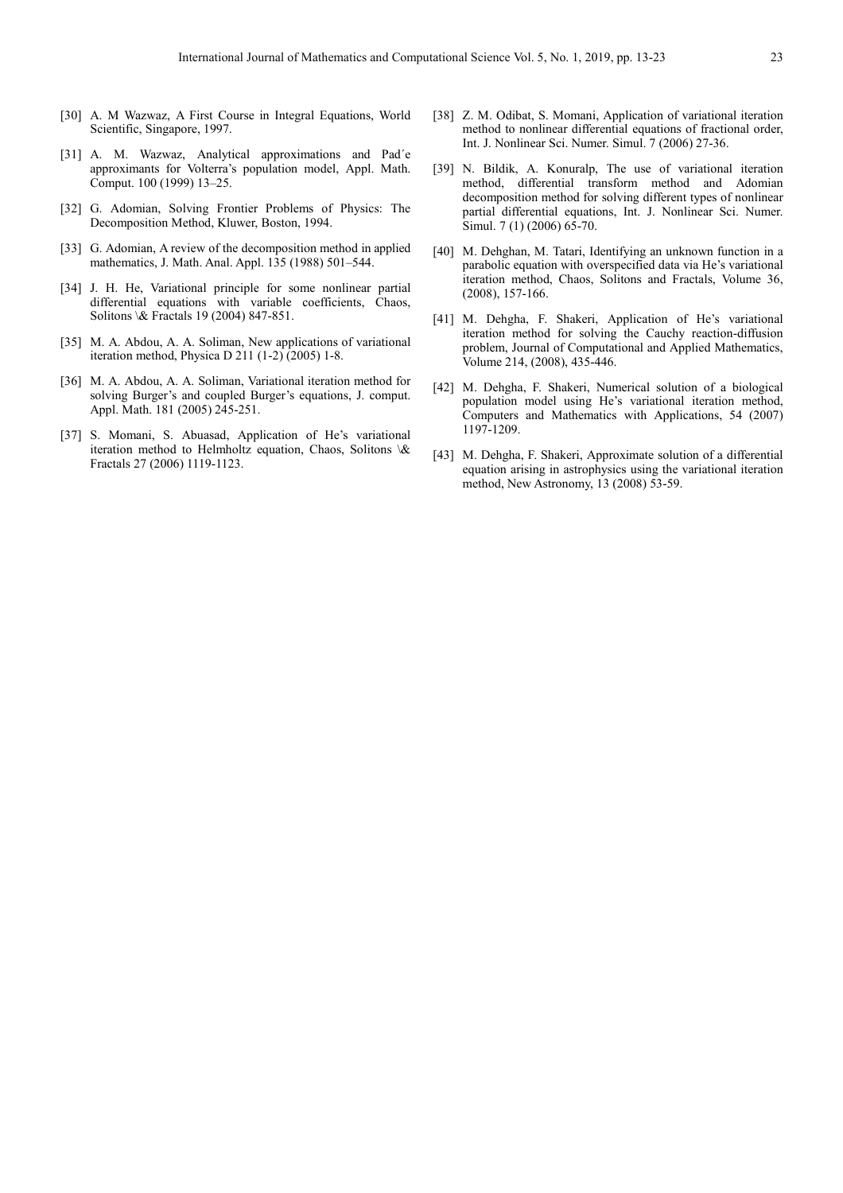[30] A. M Wazwaz, A First Course in Integral Equations, World Scientific, Singapore, 1997.

[31] A. M. Wazwaz, Analytical approximations and Pad´e approximants for Volterra's population model, Appl. Math. Comput. 100 (1999) 13–25.

[32] G. Adomian, Solving Frontier Problems of Physics: The Decomposition Method, Kluwer, Boston, 1994.

[33] G. Adomian, A review of the decomposition method in applied mathematics, J. Math. Anal. Appl. 135 (1988) 501–544.

[34] J. H. He, Variational principle for some nonlinear partial differential equations with variable coefficients, Chaos, Solitons \& Fractals 19 (2004) 847-851.

[35] M. A. Abdou, A. A. Soliman, New applications of variational iteration method, Physica D 211 (1-2) (2005) 1-8.

[36] M. A. Abdou, A. A. Soliman, Variational iteration method for solving Burger's and coupled Burger's equations, J. comput. Appl. Math. 181 (2005) 245-251.

[37] S. Momani, S. Abuasad, Application of He's variational iteration method to Helmholtz equation, Chaos, Solitons \& Fractals 27 (2006) 1119-1123.

[38] Z. M. Odibat, S. Momani, Application of variational iteration method to nonlinear differential equations of fractional order, Int. J. Nonlinear Sci. Numer. Simul. 7 (2006) 27-36.

[39] N. Bildik, A. Konuralp, The use of variational iteration method, differential transform method and Adomian decomposition method for solving different types of nonlinear partial differential equations, Int. J. Nonlinear Sci. Numer. Simul. 7 (1) (2006) 65-70.

[40] M. Dehghan, M. Tatari, Identifying an unknown function in a parabolic equation with overspecified data via He's variational iteration method, Chaos, Solitons and Fractals, Volume 36, (2008), 157-166.

[41] M. Dehgha, F. Shakeri, Application of He's variational iteration method for solving the Cauchy reaction-diffusion problem, Journal of Computational and Applied Mathematics, Volume 214, (2008), 435-446.

[42] M. Dehgha, F. Shakeri, Numerical solution of a biological population model using He's variational iteration method, Computers and Mathematics with Applications, 54 (2007) 1197-1209.

[43] M. Dehgha, F. Shakeri, Approximate solution of a differential equation arising in astrophysics using the variational iteration method, New Astronomy, 13 (2008) 53-59.